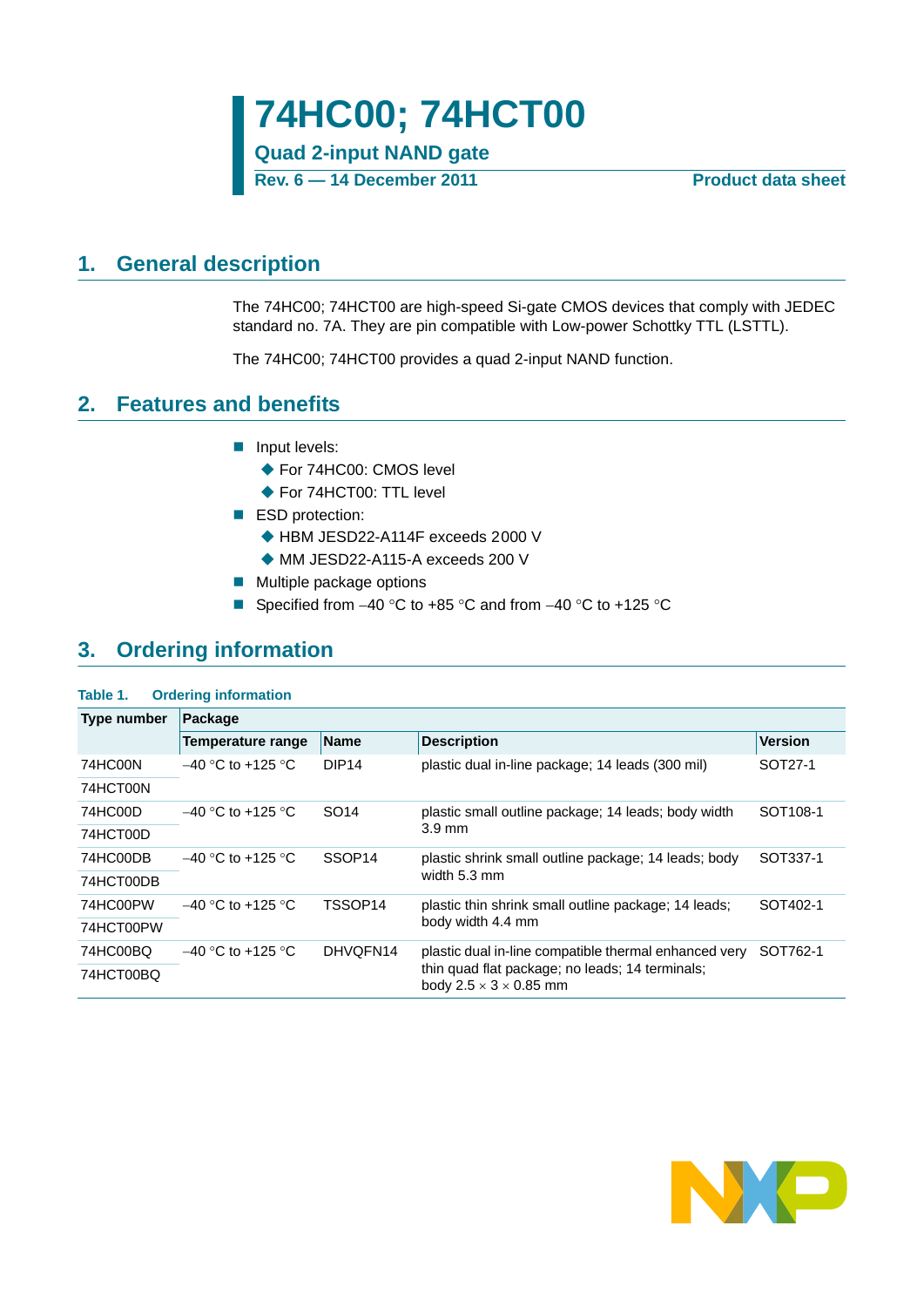# 74HC00; 74HCT00

**Quad 2-input NAND gate**

**Rev. 6 — 14 December 2011** **Product data sheet**

## 1. General description

The 74HC00; 74HCT00 are high-speed Si-gate CMOS devices that comply with JEDEC standard no. 7A. They are pin compatible with Low-power Schottky TTL (LSTTL).

The 74HC00; 74HCT00 provides a quad 2-input NAND function.

## 2. Features and benefits

- Input levels:
  - For 74HC00: CMOS level
  - For 74HCT00: TTL level
- ESD protection:
  - HBM JESD22-A114F exceeds 2000 V
  - MM JESD22-A115-A exceeds 200 V
- Multiple package options
- Specified from –40 °C to +85 °C and from –40 °C to +125 °C

## 3. Ordering information

**Table 1. Ordering information**

| Type number | Package | | | |
|---|---|---|---|---|
| | Temperature range | Name | Description | Version |
| 74HC00N<br>74HCT00N | –40 °C to +125 °C | DIP14 | plastic dual in-line package; 14 leads (300 mil) | SOT27-1 |
| 74HC00D<br>74HCT00D | –40 °C to +125 °C | SO14 | plastic small outline package; 14 leads; body width 3.9 mm | SOT108-1 |
| 74HC00DB<br>74HCT00DB | –40 °C to +125 °C | SSOP14 | plastic shrink small outline package; 14 leads; body width 5.3 mm | SOT337-1 |
| 74HC00PW<br>74HCT00PW | –40 °C to +125 °C | TSSOP14 | plastic thin shrink small outline package; 14 leads; body width 4.4 mm | SOT402-1 |
| 74HC00BQ<br>74HCT00BQ | –40 °C to +125 °C | DHVQFN14 | plastic dual in-line compatible thermal enhanced very thin quad flat package; no leads; 14 terminals; body 2.5 × 3 × 0.85 mm | SOT762-1 |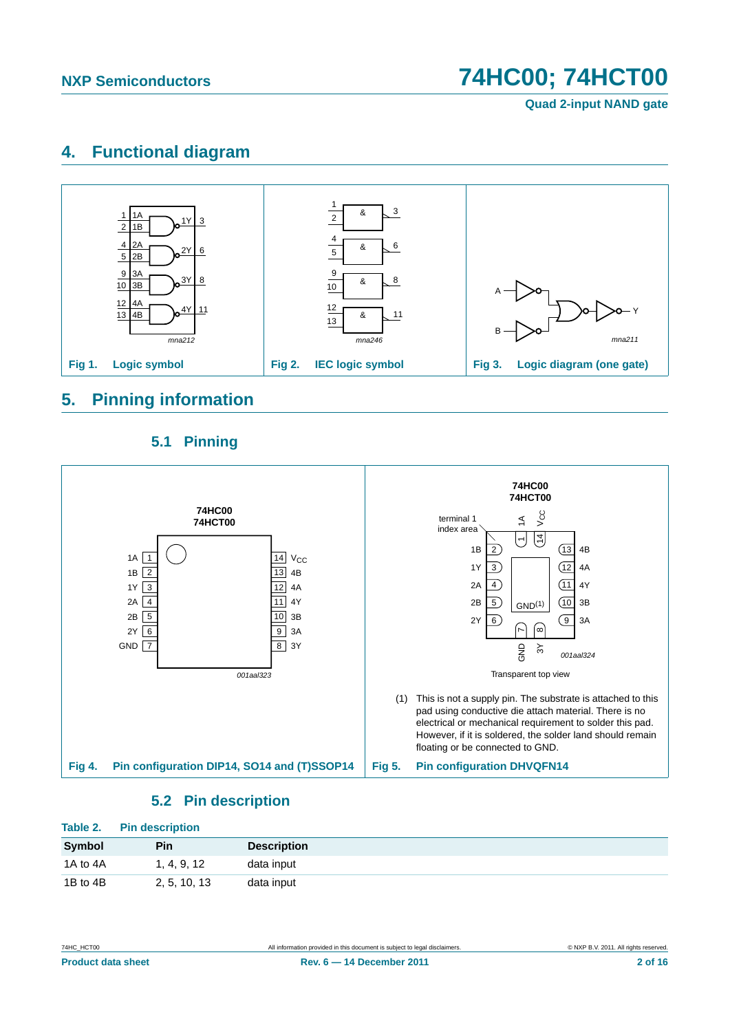## 4. Functional diagram

Fig 1. Logic symbol

Fig 2. IEC logic symbol

Fig 3. Logic diagram (one gate)

## 5. Pinning information

### 5.1 Pinning

Fig 4. Pin configuration DIP14, SO14 and (T)SSOP14

Transparent top view

(1) This is not a supply pin. The substrate is attached to this pad using conductive die attach material. There is no electrical or mechanical requirement to solder this pad. However, if it is soldered, the solder land should remain floating or be connected to GND.

Fig 5. Pin configuration DHVQFN14

### 5.2 Pin description

**Table 2. Pin description**

| Symbol | Pin | Description |
|---|---|---|
| 1A to 4A | 1, 4, 9, 12 | data input |
| 1B to 4B | 2, 5, 10, 13 | data input |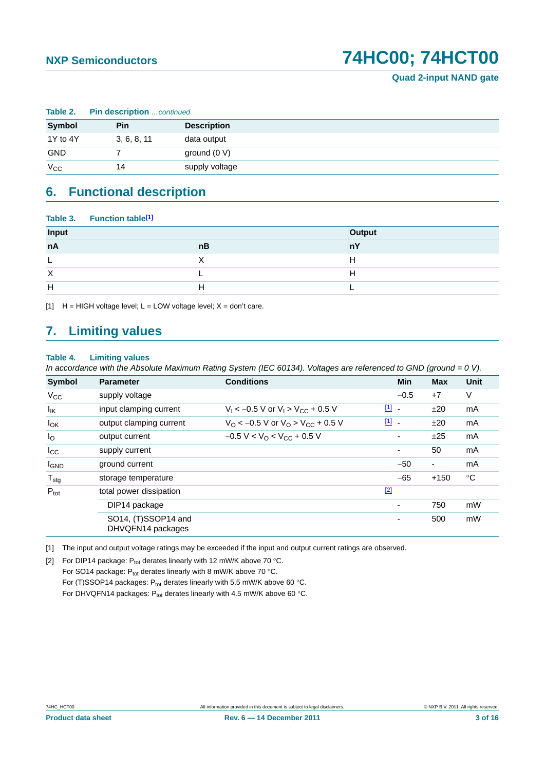**Table 2. Pin description** *...continued*

| Symbol | Pin | Description |
|---|---|---|
| 1Y to 4Y | 3, 6, 8, 11 | data output |
| GND | 7 | ground (0 V) |
| $V_{CC}$ | 14 | supply voltage |

## 6. Functional description

**Table 3. Function table[1]**

| Input | | Output |
|---|---|---|
| **nA** | **nB** | **nY** |
| L | X | H |
| X | L | H |
| H | H | L |

[1] H = HIGH voltage level; L = LOW voltage level; X = don't care.

## 7. Limiting values

**Table 4. Limiting values**

*In accordance with the Absolute Maximum Rating System (IEC 60134). Voltages are referenced to GND (ground = 0 V).*

| Symbol | Parameter | Conditions | | Min | Max | Unit |
|---|---|---|---|---|---|---|
| $V_{CC}$ | supply voltage | | | −0.5 | +7 | V |
| $I_{IK}$ | input clamping current | $V_I < -0.5$ V or $V_I > V_{CC} + 0.5$ V | [1] | - | ±20 | mA |
| $I_{OK}$ | output clamping current | $V_O < -0.5$ V or $V_O > V_{CC} + 0.5$ V | [1] | - | ±20 | mA |
| $I_O$ | output current | $-0.5$ V $< V_O < V_{CC} + 0.5$ V | | - | ±25 | mA |
| $I_{CC}$ | supply current | | | - | 50 | mA |
| $I_{GND}$ | ground current | | | −50 | - | mA |
| $T_{stg}$ | storage temperature | | | −65 | +150 | °C |
| $P_{tot}$ | total power dissipation | | [2] | | | |
| | DIP14 package | | | - | 750 | mW |
| | SO14, (T)SSOP14 and DHVQFN14 packages | | | - | 500 | mW |

[1] The input and output voltage ratings may be exceeded if the input and output current ratings are observed.

[2] For DIP14 package: $P_{tot}$ derates linearly with 12 mW/K above 70 °C.
For SO14 package: $P_{tot}$ derates linearly with 8 mW/K above 70 °C.
For (T)SSOP14 packages: $P_{tot}$ derates linearly with 5.5 mW/K above 60 °C.
For DHVQFN14 packages: $P_{tot}$ derates linearly with 4.5 mW/K above 60 °C.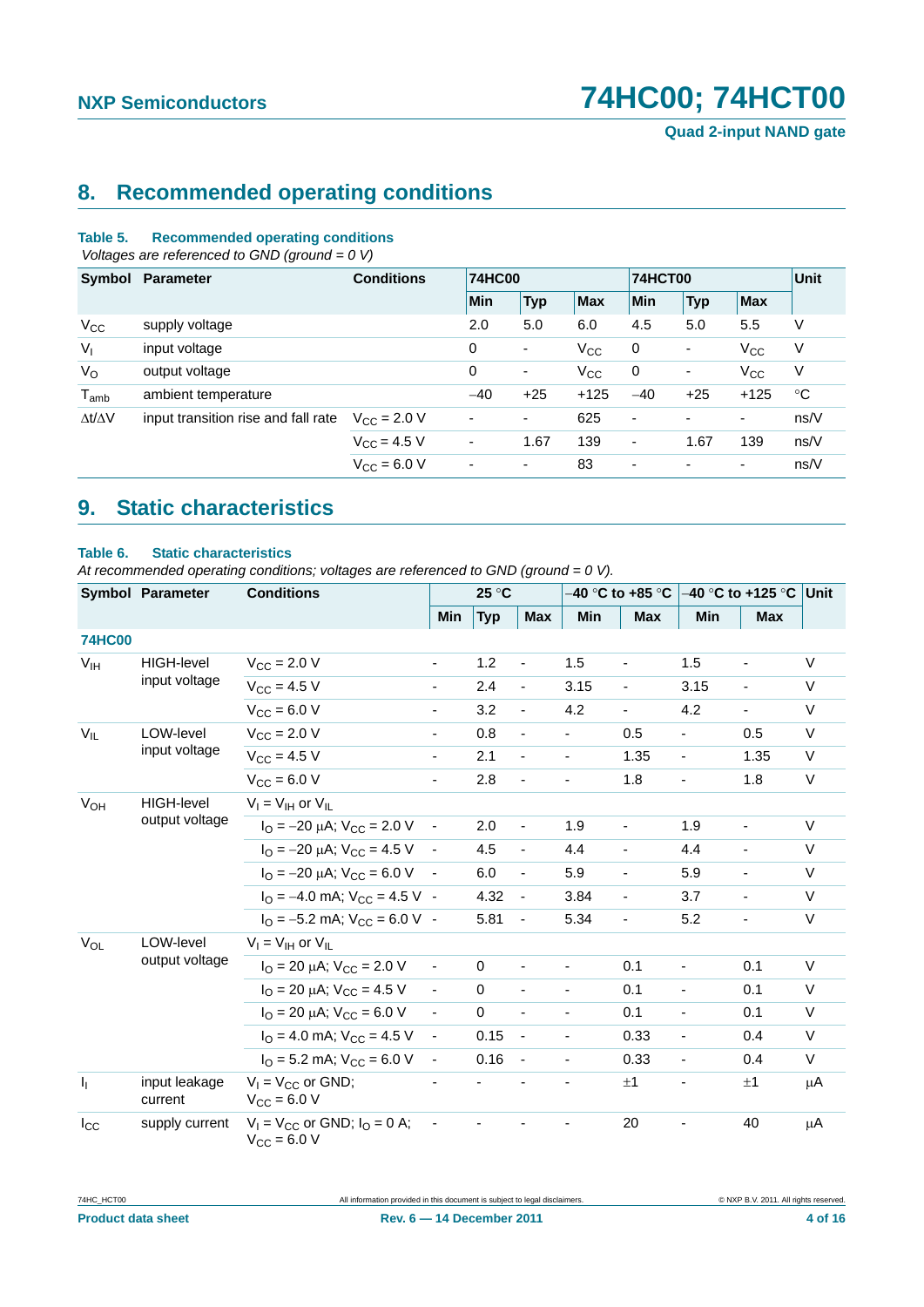## 8. Recommended operating conditions

**Table 5. Recommended operating conditions**

*Voltages are referenced to GND (ground = 0 V)*

| Symbol | Parameter | Conditions | 74HC00 | | | 74HCT00 | | | Unit |
|---|---|---|---|---|---|---|---|---|---|
| | | | Min | Typ | Max | Min | Typ | Max | |
| $V_{CC}$ | supply voltage | | 2.0 | 5.0 | 6.0 | 4.5 | 5.0 | 5.5 | V |
| $V_I$ | input voltage | | 0 | - | $V_{CC}$ | 0 | - | $V_{CC}$ | V |
| $V_O$ | output voltage | | 0 | - | $V_{CC}$ | 0 | - | $V_{CC}$ | V |
| $T_{amb}$ | ambient temperature | | −40 | +25 | +125 | −40 | +25 | +125 | °C |
| $\Delta t/\Delta V$ | input transition rise and fall rate | $V_{CC}$ = 2.0 V | - | - | 625 | - | - | - | ns/V |
| | | $V_{CC}$ = 4.5 V | - | 1.67 | 139 | - | 1.67 | 139 | ns/V |
| | | $V_{CC}$ = 6.0 V | - | - | 83 | - | - | - | ns/V |

## 9. Static characteristics

**Table 6. Static characteristics**

*At recommended operating conditions; voltages are referenced to GND (ground = 0 V).*

| Symbol | Parameter | Conditions | 25 °C | | | −40 °C to +85 °C | | −40 °C to +125 °C | | Unit |
|---|---|---|---|---|---|---|---|---|---|---|
| | | | Min | Typ | Max | Min | Max | Min | Max | |
| **74HC00** | | | | | | | | | | |
| $V_{IH}$ | HIGH-level input voltage | $V_{CC}$ = 2.0 V | - | 1.2 | - | 1.5 | - | 1.5 | - | V |
| | | $V_{CC}$ = 4.5 V | - | 2.4 | - | 3.15 | - | 3.15 | - | V |
| | | $V_{CC}$ = 6.0 V | - | 3.2 | - | 4.2 | - | 4.2 | - | V |
| $V_{IL}$ | LOW-level input voltage | $V_{CC}$ = 2.0 V | - | 0.8 | - | - | 0.5 | - | 0.5 | V |
| | | $V_{CC}$ = 4.5 V | - | 2.1 | - | - | 1.35 | - | 1.35 | V |
| | | $V_{CC}$ = 6.0 V | - | 2.8 | - | - | 1.8 | - | 1.8 | V |
| $V_{OH}$ | HIGH-level output voltage | $V_I$ = $V_{IH}$ or $V_{IL}$ | | | | | | | | |
| | | $I_O$ = −20 μA; $V_{CC}$ = 2.0 V | - | 2.0 | - | 1.9 | - | 1.9 | - | V |
| | | $I_O$ = −20 μA; $V_{CC}$ = 4.5 V | - | 4.5 | - | 4.4 | - | 4.4 | - | V |
| | | $I_O$ = −20 μA; $V_{CC}$ = 6.0 V | - | 6.0 | - | 5.9 | - | 5.9 | - | V |
| | | $I_O$ = −4.0 mA; $V_{CC}$ = 4.5 V | - | 4.32 | - | 3.84 | - | 3.7 | - | V |
| | | $I_O$ = −5.2 mA; $V_{CC}$ = 6.0 V | - | 5.81 | - | 5.34 | - | 5.2 | - | V |
| $V_{OL}$ | LOW-level output voltage | $V_I$ = $V_{IH}$ or $V_{IL}$ | | | | | | | | |
| | | $I_O$ = 20 μA; $V_{CC}$ = 2.0 V | - | 0 | - | - | 0.1 | - | 0.1 | V |
| | | $I_O$ = 20 μA; $V_{CC}$ = 4.5 V | - | 0 | - | - | 0.1 | - | 0.1 | V |
| | | $I_O$ = 20 μA; $V_{CC}$ = 6.0 V | - | 0 | - | - | 0.1 | - | 0.1 | V |
| | | $I_O$ = 4.0 mA; $V_{CC}$ = 4.5 V | - | 0.15 | - | - | 0.33 | - | 0.4 | V |
| | | $I_O$ = 5.2 mA; $V_{CC}$ = 6.0 V | - | 0.16 | - | - | 0.33 | - | 0.4 | V |
| $I_I$ | input leakage current | $V_I$ = $V_{CC}$ or GND; $V_{CC}$ = 6.0 V | - | - | - | - | ±1 | - | ±1 | μA |
| $I_{CC}$ | supply current | $V_I$ = $V_{CC}$ or GND; $I_O$ = 0 A; $V_{CC}$ = 6.0 V | - | - | - | - | 20 | - | 40 | μA |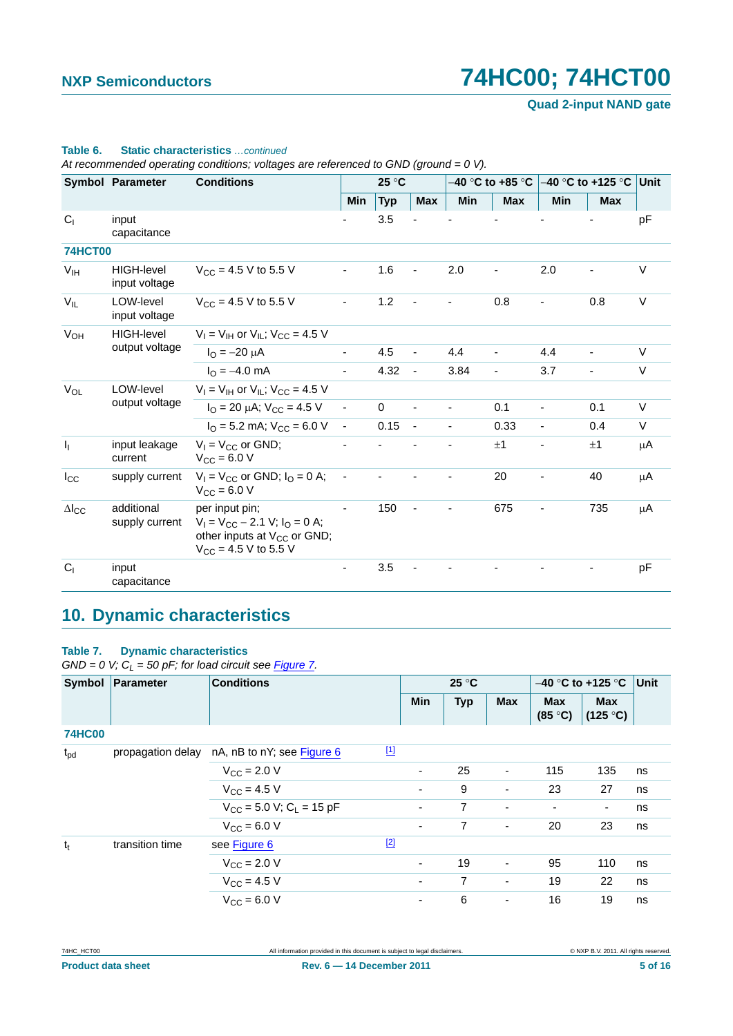**Table 6. Static characteristics** *…continued*

*At recommended operating conditions; voltages are referenced to GND (ground = 0 V).*

| Symbol | Parameter | Conditions | 25 °C | | | −40 °C to +85 °C | | −40 °C to +125 °C | | Unit |
|---|---|---|---|---|---|---|---|---|---|---|
| | | | Min | Typ | Max | Min | Max | Min | Max | |
| $C_I$ | input capacitance | | - | 3.5 | - | - | - | - | - | pF |
| **74HCT00** | | | | | | | | | | |
| $V_{IH}$ | HIGH-level input voltage | $V_{CC}$ = 4.5 V to 5.5 V | - | 1.6 | - | 2.0 | - | 2.0 | - | V |
| $V_{IL}$ | LOW-level input voltage | $V_{CC}$ = 4.5 V to 5.5 V | - | 1.2 | - | - | 0.8 | - | 0.8 | V |
| $V_{OH}$ | HIGH-level output voltage | $V_I = V_{IH}$ or $V_{IL}$; $V_{CC}$ = 4.5 V | | | | | | | | |
| | | $I_O$ = −20 μA | - | 4.5 | - | 4.4 | - | 4.4 | - | V |
| | | $I_O$ = −4.0 mA | - | 4.32 | - | 3.84 | - | 3.7 | - | V |
| $V_{OL}$ | LOW-level output voltage | $V_I = V_{IH}$ or $V_{IL}$; $V_{CC}$ = 4.5 V | | | | | | | | |
| | | $I_O$ = 20 μA; $V_{CC}$ = 4.5 V | - | 0 | - | - | 0.1 | - | 0.1 | V |
| | | $I_O$ = 5.2 mA; $V_{CC}$ = 6.0 V | - | 0.15 | - | - | 0.33 | - | 0.4 | V |
| $I_I$ | input leakage current | $V_I = V_{CC}$ or GND; $V_{CC}$ = 6.0 V | - | - | - | - | ±1 | - | ±1 | μA |
| $I_{CC}$ | supply current | $V_I = V_{CC}$ or GND; $I_O$ = 0 A; $V_{CC}$ = 6.0 V | - | - | - | - | 20 | - | 40 | μA |
| $\Delta I_{CC}$ | additional supply current | per input pin; $V_I = V_{CC} - 2.1$ V; $I_O$ = 0 A; other inputs at $V_{CC}$ or GND; $V_{CC}$ = 4.5 V to 5.5 V | - | 150 | - | - | 675 | - | 735 | μA |
| $C_I$ | input capacitance | | - | 3.5 | - | - | - | - | - | pF |

## 10. Dynamic characteristics

**Table 7. Dynamic characteristics**

*GND = 0 V; $C_L$ = 50 pF; for load circuit see Figure 7.*

| Symbol | Parameter | Conditions | | 25 °C | | | −40 °C to +125 °C | | Unit |
|---|---|---|---|---|---|---|---|---|---|
| | | | | Min | Typ | Max | Max (85 °C) | Max (125 °C) | |
| **74HC00** | | | | | | | | | |
| $t_{pd}$ | propagation delay | nA, nB to nY; see Figure 6 | [1] | | | | | | |
| | | $V_{CC}$ = 2.0 V | | - | 25 | - | 115 | 135 | ns |
| | | $V_{CC}$ = 4.5 V | | - | 9 | - | 23 | 27 | ns |
| | | $V_{CC}$ = 5.0 V; $C_L$ = 15 pF | | - | 7 | - | - | - | ns |
| | | $V_{CC}$ = 6.0 V | | - | 7 | - | 20 | 23 | ns |
| $t_t$ | transition time | see Figure 6 | [2] | | | | | | |
| | | $V_{CC}$ = 2.0 V | | - | 19 | - | 95 | 110 | ns |
| | | $V_{CC}$ = 4.5 V | | - | 7 | - | 19 | 22 | ns |
| | | $V_{CC}$ = 6.0 V | | - | 6 | - | 16 | 19 | ns |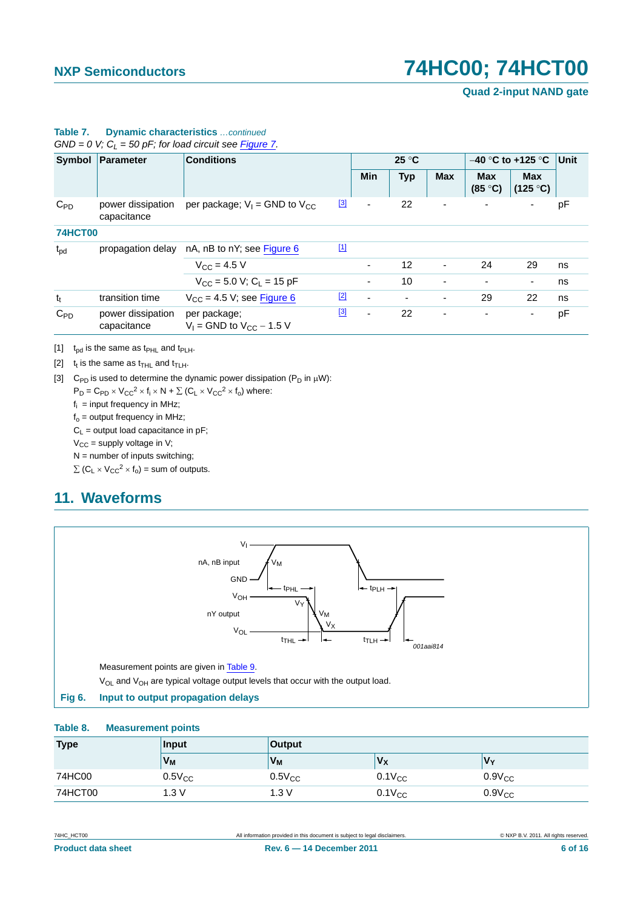**Table 7. Dynamic characteristics** *...continued*

*GND = 0 V; $C_L$ = 50 pF; for load circuit see Figure 7.*

| Symbol | Parameter | Conditions | | 25 °C | | | −40 °C to +125 °C | | Unit |
|---|---|---|---|---|---|---|---|---|---|
| | | | | Min | Typ | Max | Max (85 °C) | Max (125 °C) | |
| $C_{PD}$ | power dissipation capacitance | per package; $V_I$ = GND to $V_{CC}$ | [3] | - | 22 | - | - | - | pF |
| **74HCT00** | | | | | | | | | |
| $t_{pd}$ | propagation delay | nA, nB to nY; see Figure 6 | [1] | | | | | | |
| | | $V_{CC}$ = 4.5 V | | - | 12 | - | 24 | 29 | ns |
| | | $V_{CC}$ = 5.0 V; $C_L$ = 15 pF | | - | 10 | - | - | - | ns |
| $t_t$ | transition time | $V_{CC}$ = 4.5 V; see Figure 6 | [2] | - | - | - | 29 | 22 | ns |
| $C_{PD}$ | power dissipation capacitance | per package; $V_I$ = GND to $V_{CC}$ − 1.5 V | [3] | - | 22 | - | - | - | pF |

[1] $t_{pd}$ is the same as $t_{PHL}$ and $t_{PLH}$.

[2] $t_t$ is the same as $t_{THL}$ and $t_{TLH}$.

[3] $C_{PD}$ is used to determine the dynamic power dissipation ($P_D$ in μW):

$P_D = C_{PD} \times V_{CC}^2 \times f_i \times N + \sum (C_L \times V_{CC}^2 \times f_o)$ where:

$f_i$ = input frequency in MHz;

$f_o$ = output frequency in MHz;

$C_L$ = output load capacitance in pF;

$V_{CC}$ = supply voltage in V;

N = number of inputs switching;

$\sum (C_L \times V_{CC}^2 \times f_o)$ = sum of outputs.

## 11. Waveforms

Measurement points are given in Table 9.

$V_{OL}$ and $V_{OH}$ are typical voltage output levels that occur with the output load.

**Fig 6. Input to output propagation delays**

**Table 8. Measurement points**

| Type | Input | Output | | |
|---|---|---|---|---|
| | $V_M$ | $V_M$ | $V_X$ | $V_Y$ |
| 74HC00 | $0.5V_{CC}$ | $0.5V_{CC}$ | $0.1V_{CC}$ | $0.9V_{CC}$ |
| 74HCT00 | 1.3 V | 1.3 V | $0.1V_{CC}$ | $0.9V_{CC}$ |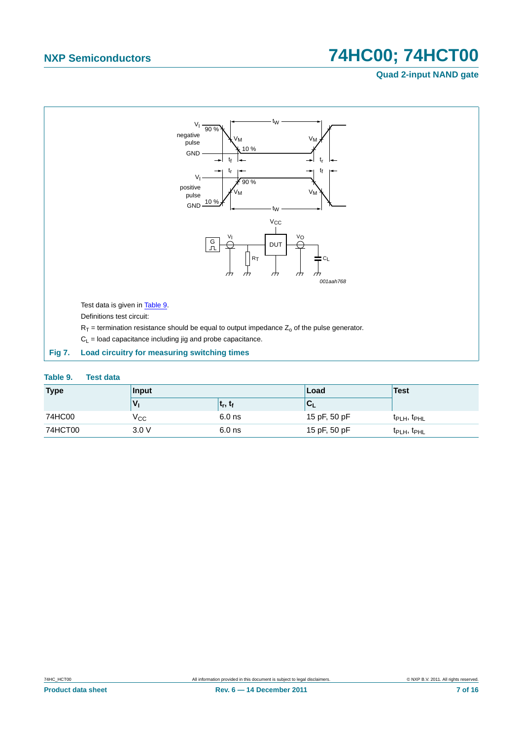Test data is given in Table 9.

Definitions test circuit:

$R_T$ = termination resistance should be equal to output impedance $Z_o$ of the pulse generator.

$C_L$ = load capacitance including jig and probe capacitance.

**Fig 7. Load circuitry for measuring switching times**

**Table 9. Test data**

| Type | Input | | Load | Test |
|---|---|---|---|---|
| | $V_I$ | $t_r$, $t_f$ | $C_L$ | |
| 74HC00 | $V_{CC}$ | 6.0 ns | 15 pF, 50 pF | $t_{PLH}$, $t_{PHL}$ |
| 74HCT00 | 3.0 V | 6.0 ns | 15 pF, 50 pF | $t_{PLH}$, $t_{PHL}$ |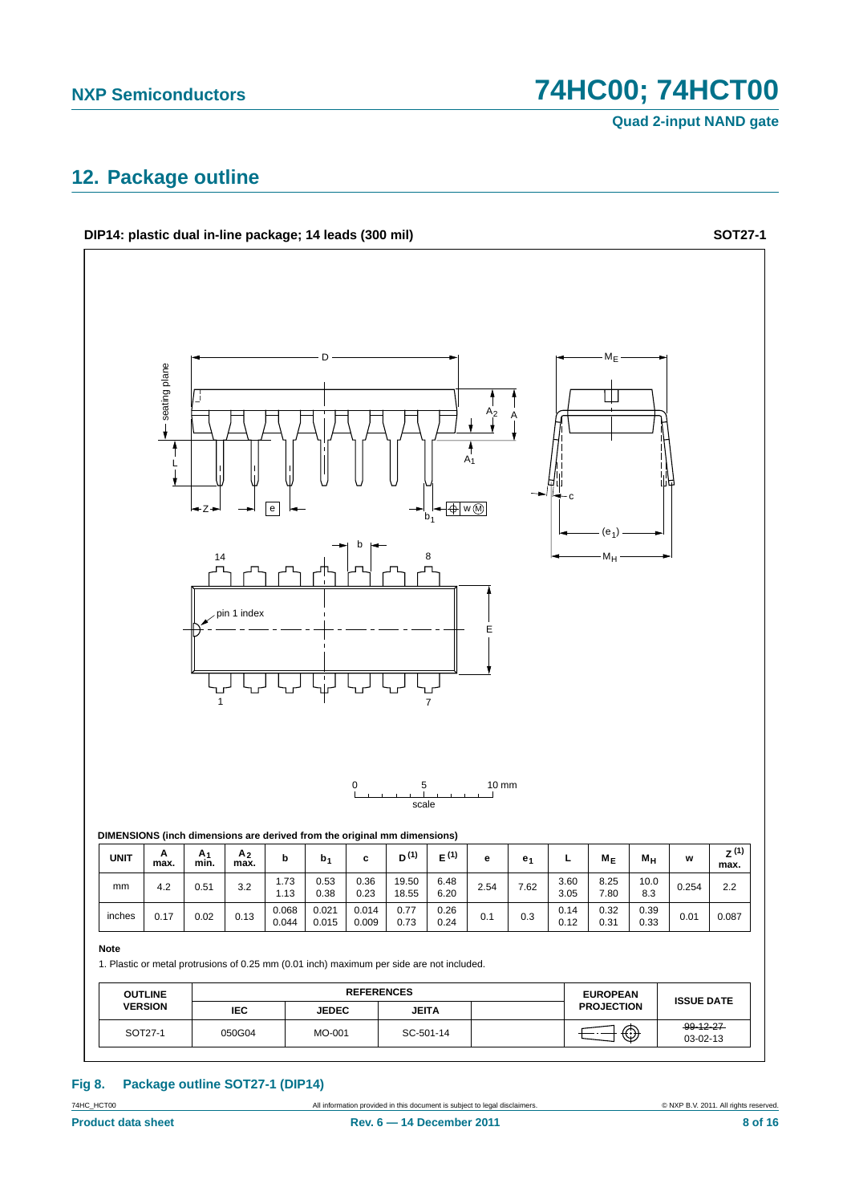## 12. Package outline

**DIP14: plastic dual in-line package; 14 leads (300 mil)** **SOT27-1**

DIMENSIONS (inch dimensions are derived from the original mm dimensions)

| UNIT | A max. | $A_1$ min. | $A_2$ max. | b | $b_1$ | c | D [1] | E [1] | e | $e_1$ | L | $M_E$ | $M_H$ | w | Z [1] max. |
|---|---|---|---|---|---|---|---|---|---|---|---|---|---|---|---|
| mm | 4.2 | 0.51 | 3.2 | 1.73<br>1.13 | 0.53<br>0.38 | 0.36<br>0.23 | 19.50<br>18.55 | 6.48<br>6.20 | 2.54 | 7.62 | 3.60<br>3.05 | 8.25<br>7.80 | 10.0<br>8.3 | 0.254 | 2.2 |
| inches | 0.17 | 0.02 | 0.13 | 0.068<br>0.044 | 0.021<br>0.015 | 0.014<br>0.009 | 0.77<br>0.73 | 0.26<br>0.24 | 0.1 | 0.3 | 0.14<br>0.12 | 0.32<br>0.31 | 0.39<br>0.33 | 0.01 | 0.087 |

**Note**

1. Plastic or metal protrusions of 0.25 mm (0.01 inch) maximum per side are not included.

| OUTLINE VERSION | REFERENCES | | | | EUROPEAN PROJECTION | ISSUE DATE |
|---|---|---|---|---|---|---|
| | IEC | JEDEC | JEITA | | | |
| SOT27-1 | 050G04 | MO-001 | SC-501-14 | | | ~~99-12-27~~<br>03-02-13 |

**Fig 8. Package outline SOT27-1 (DIP14)**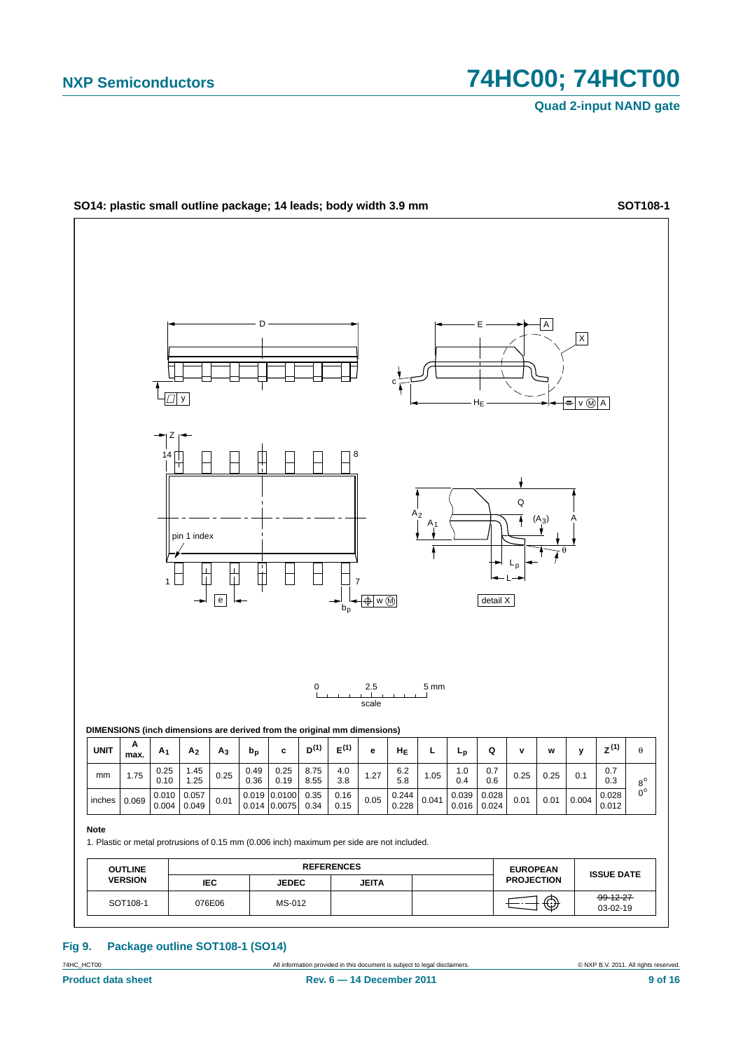**SO14: plastic small outline package; 14 leads; body width 3.9 mm** **SOT108-1**

**DIMENSIONS (inch dimensions are derived from the original mm dimensions)**

| UNIT | A max. | $A_1$ | $A_2$ | $A_3$ | $b_p$ | c | $D^{(1)}$ | $E^{(1)}$ | e | $H_E$ | L | $L_p$ | Q | v | w | y | $Z^{(1)}$ | θ |
|---|---|---|---|---|---|---|---|---|---|---|---|---|---|---|---|---|---|---|
| mm | 1.75 | 0.25<br>0.10 | 1.45<br>1.25 | 0.25 | 0.49<br>0.36 | 0.25<br>0.19 | 8.75<br>8.55 | 4.0<br>3.8 | 1.27 | 6.2<br>5.8 | 1.05 | 1.0<br>0.4 | 0.7<br>0.6 | 0.25 | 0.25 | 0.1 | 0.7<br>0.3 | 8°<br>0° |
| inches | 0.069 | 0.010<br>0.004 | 0.057<br>0.049 | 0.01 | 0.019<br>0.014 | 0.0100<br>0.0075 | 0.35<br>0.34 | 0.16<br>0.15 | 0.05 | 0.244<br>0.228 | 0.041 | 0.039<br>0.016 | 0.028<br>0.024 | 0.01 | 0.01 | 0.004 | 0.028<br>0.012 | |

**Note**

1. Plastic or metal protrusions of 0.15 mm (0.006 inch) maximum per side are not included.

| OUTLINE VERSION | REFERENCES | | | | EUROPEAN PROJECTION | ISSUE DATE |
|---|---|---|---|---|---|---|
| | IEC | JEDEC | JEITA | | | |
| SOT108-1 | 076E06 | MS-012 | | | | ~~99-12-27~~<br>03-02-19 |

**Fig 9. Package outline SOT108-1 (SO14)**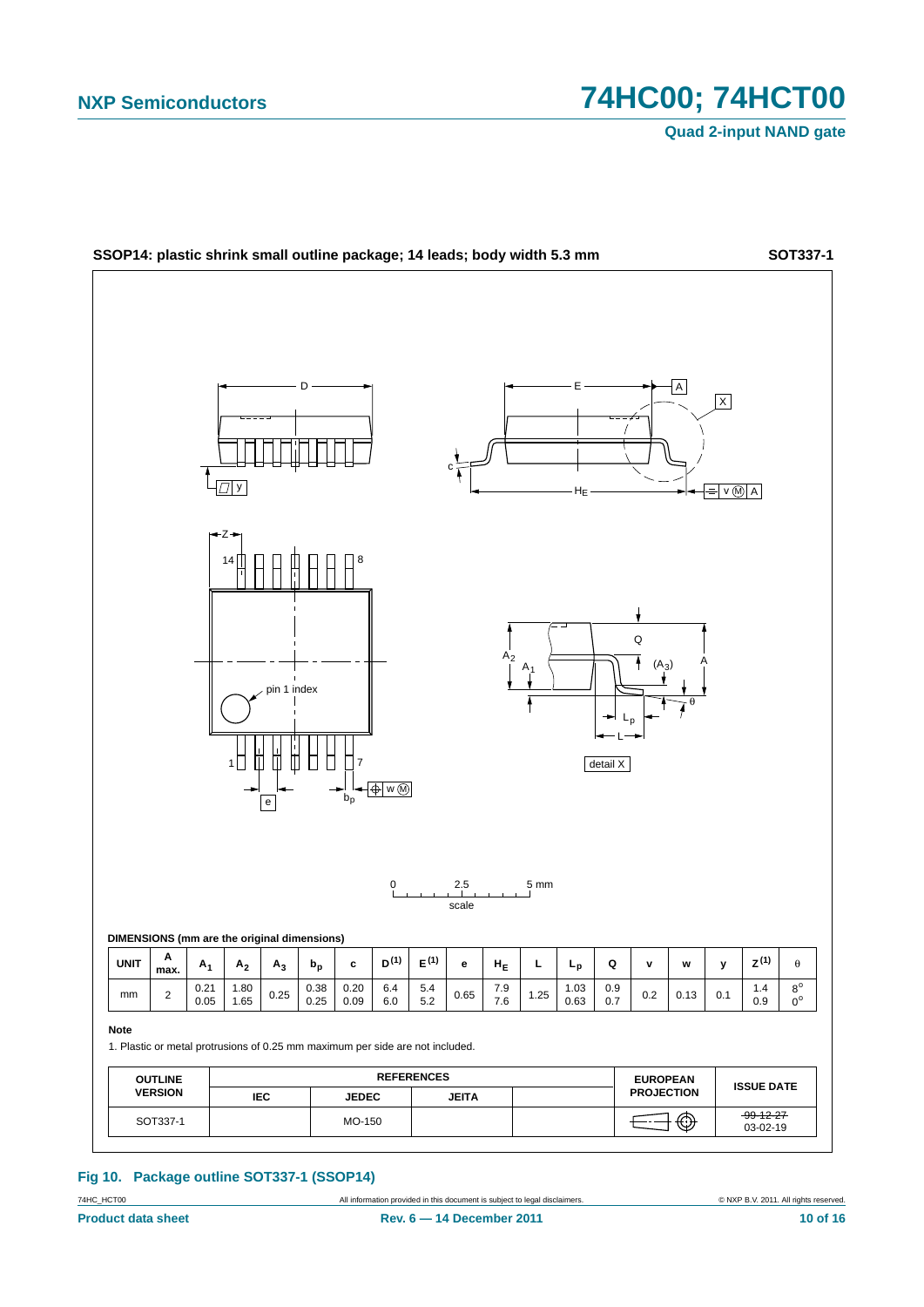SSOP14: plastic shrink small outline package; 14 leads; body width 5.3 mm — SOT337-1

DIMENSIONS (mm are the original dimensions)

| UNIT | A max. | $A_1$ | $A_2$ | $A_3$ | $b_p$ | c | D (1) | E (1) | e | $H_E$ | L | $L_p$ | Q | v | w | y | Z (1) | θ |
|---|---|---|---|---|---|---|---|---|---|---|---|---|---|---|---|---|---|---|
| mm | 2 | 0.21<br>0.05 | 1.80<br>1.65 | 0.25 | 0.38<br>0.25 | 0.20<br>0.09 | 6.4<br>6.0 | 5.4<br>5.2 | 0.65 | 7.9<br>7.6 | 1.25 | 1.03<br>0.63 | 0.9<br>0.7 | 0.2 | 0.13 | 0.1 | 1.4<br>0.9 | 8°<br>0° |

**Note**

1. Plastic or metal protrusions of 0.25 mm maximum per side are not included.

| OUTLINE VERSION | REFERENCES | | | | EUROPEAN PROJECTION | ISSUE DATE |
|---|---|---|---|---|---|---|
| | IEC | JEDEC | JEITA | | | |
| SOT337-1 | | MO-150 | | | | ~~99-12-27~~<br>03-02-19 |

**Fig 10. Package outline SOT337-1 (SSOP14)**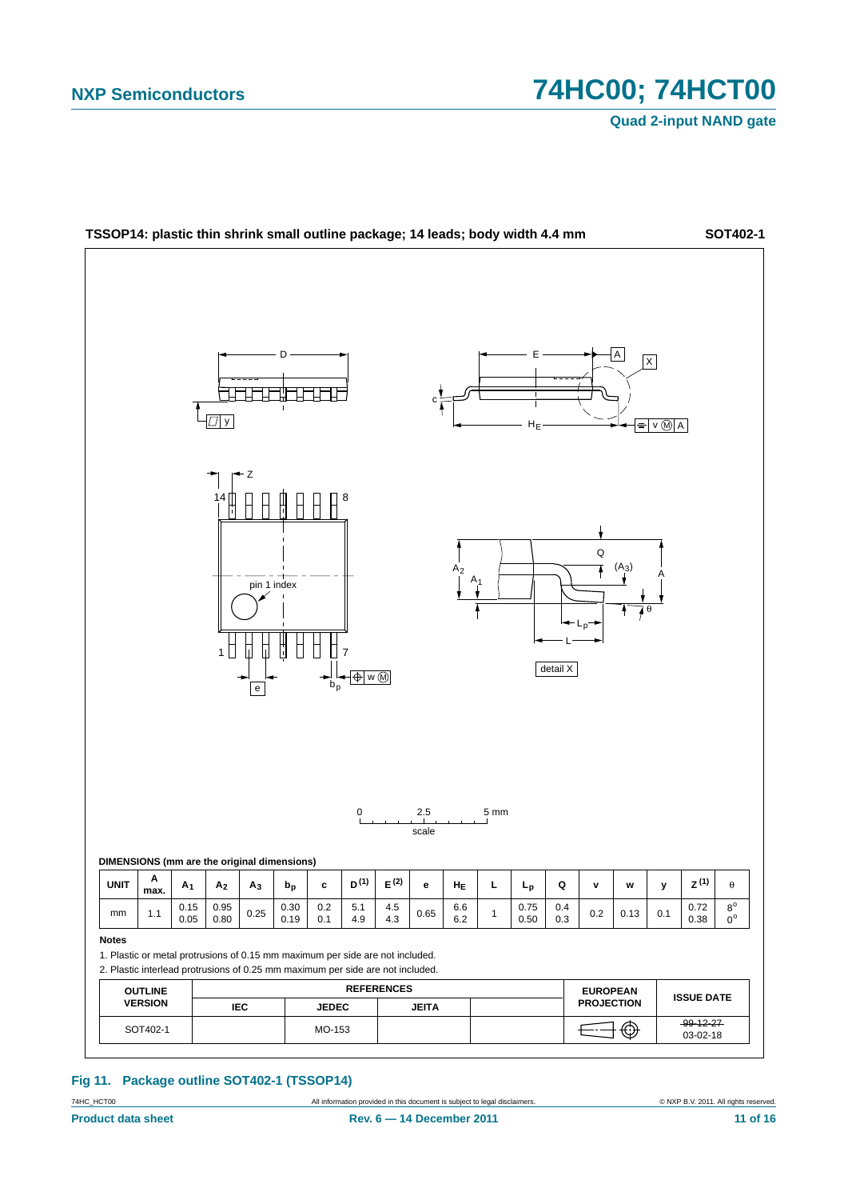TSSOP14: plastic thin shrink small outline package; 14 leads; body width 4.4 mm — SOT402-1

DIMENSIONS (mm are the original dimensions)

| UNIT | A max. | $A_1$ | $A_2$ | $A_3$ | $b_p$ | c | D (1) | E (2) | e | $H_E$ | L | $L_p$ | Q | v | w | y | Z (1) | θ |
|---|---|---|---|---|---|---|---|---|---|---|---|---|---|---|---|---|---|---|
| mm | 1.1 | 0.15<br>0.05 | 0.95<br>0.80 | 0.25 | 0.30<br>0.19 | 0.2<br>0.1 | 5.1<br>4.9 | 4.5<br>4.3 | 0.65 | 6.6<br>6.2 | 1 | 0.75<br>0.50 | 0.4<br>0.3 | 0.2 | 0.13 | 0.1 | 0.72<br>0.38 | 8°<br>0° |

**Notes**

1. Plastic or metal protrusions of 0.15 mm maximum per side are not included.
2. Plastic interlead protrusions of 0.25 mm maximum per side are not included.

| OUTLINE VERSION | REFERENCES | | | | EUROPEAN PROJECTION | ISSUE DATE |
|---|---|---|---|---|---|---|
| | IEC | JEDEC | JEITA | | | |
| SOT402-1 | | MO-153 | | | | ~~99-12-27~~<br>03-02-18 |

**Fig 11. Package outline SOT402-1 (TSSOP14)**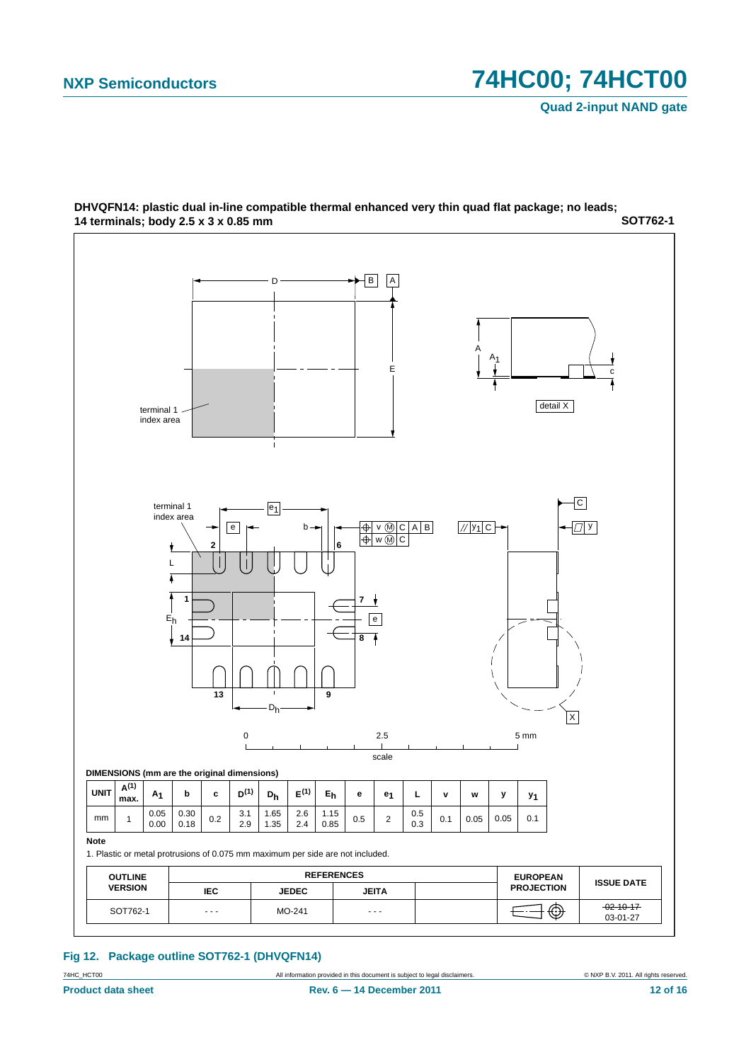**DHVQFN14: plastic dual in-line compatible thermal enhanced very thin quad flat package; no leads; 14 terminals; body 2.5 x 3 x 0.85 mm** **SOT762-1**

DIMENSIONS (mm are the original dimensions)

| UNIT | $A^{(1)}$ max. | $A_1$ | b | c | $D^{(1)}$ | $D_h$ | $E^{(1)}$ | $E_h$ | e | $e_1$ | L | v | w | y | $y_1$ |
|---|---|---|---|---|---|---|---|---|---|---|---|---|---|---|---|
| mm | 1 | 0.05<br>0.00 | 0.30<br>0.18 | 0.2 | 3.1<br>2.9 | 1.65<br>1.35 | 2.6<br>2.4 | 1.15<br>0.85 | 0.5 | 2 | 0.5<br>0.3 | 0.1 | 0.05 | 0.05 | 0.1 |

**Note**

1. Plastic or metal protrusions of 0.075 mm maximum per side are not included.

| OUTLINE VERSION | REFERENCES | | | | EUROPEAN PROJECTION | ISSUE DATE |
|---|---|---|---|---|---|---|
| | IEC | JEDEC | JEITA | | | |
| SOT762-1 | - - - | MO-241 | - - - | | | ~~02-10-17~~<br>03-01-27 |

**Fig 12. Package outline SOT762-1 (DHVQFN14)**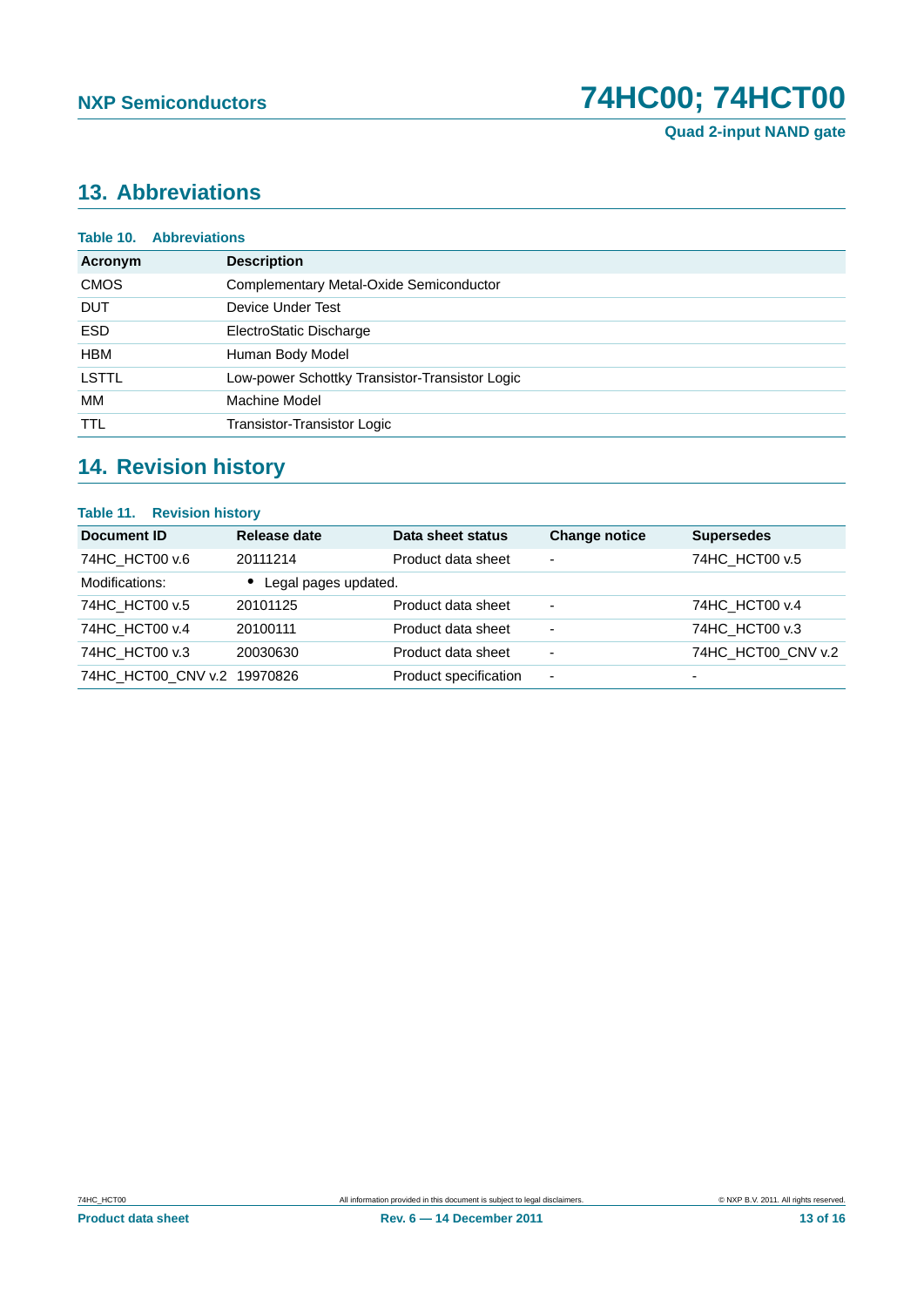## 13. Abbreviations

**Table 10. Abbreviations**

| Acronym | Description |
|---|---|
| CMOS | Complementary Metal-Oxide Semiconductor |
| DUT | Device Under Test |
| ESD | ElectroStatic Discharge |
| HBM | Human Body Model |
| LSTTL | Low-power Schottky Transistor-Transistor Logic |
| MM | Machine Model |
| TTL | Transistor-Transistor Logic |

## 14. Revision history

**Table 11. Revision history**

| Document ID | Release date | Data sheet status | Change notice | Supersedes |
|---|---|---|---|---|
| 74HC_HCT00 v.6 | 20111214 | Product data sheet | - | 74HC_HCT00 v.5 |
| Modifications: | • Legal pages updated. | | | |
| 74HC_HCT00 v.5 | 20101125 | Product data sheet | - | 74HC_HCT00 v.4 |
| 74HC_HCT00 v.4 | 20100111 | Product data sheet | - | 74HC_HCT00 v.3 |
| 74HC_HCT00 v.3 | 20030630 | Product data sheet | - | 74HC_HCT00_CNV v.2 |
| 74HC_HCT00_CNV v.2 | 19970826 | Product specification | - | - |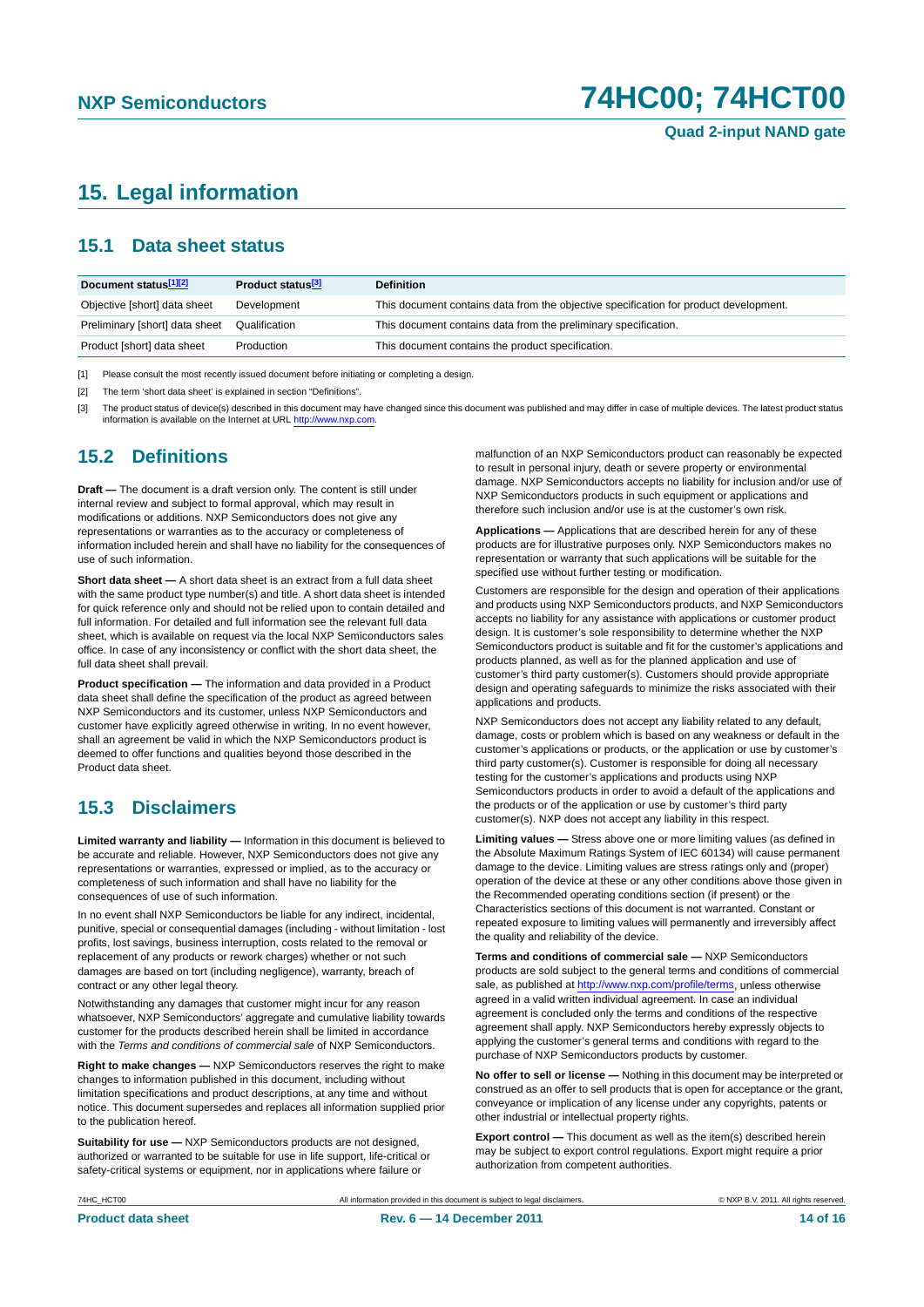# 15. Legal information

## 15.1 Data sheet status

| Document status[1][2] | Product status[3] | Definition |
|---|---|---|
| Objective [short] data sheet | Development | This document contains data from the objective specification for product development. |
| Preliminary [short] data sheet | Qualification | This document contains data from the preliminary specification. |
| Product [short] data sheet | Production | This document contains the product specification. |

[1] Please consult the most recently issued document before initiating or completing a design.

[2] The term 'short data sheet' is explained in section "Definitions".

[3] The product status of device(s) described in this document may have changed since this document was published and may differ in case of multiple devices. The latest product status information is available on the Internet at URL http://www.nxp.com.

## 15.2 Definitions

**Draft —** The document is a draft version only. The content is still under internal review and subject to formal approval, which may result in modifications or additions. NXP Semiconductors does not give any representations or warranties as to the accuracy or completeness of information included herein and shall have no liability for the consequences of use of such information.

**Short data sheet —** A short data sheet is an extract from a full data sheet with the same product type number(s) and title. A short data sheet is intended for quick reference only and should not be relied upon to contain detailed and full information. For detailed and full information see the relevant full data sheet, which is available on request via the local NXP Semiconductors sales office. In case of any inconsistency or conflict with the short data sheet, the full data sheet shall prevail.

**Product specification —** The information and data provided in a Product data sheet shall define the specification of the product as agreed between NXP Semiconductors and its customer, unless NXP Semiconductors and customer have explicitly agreed otherwise in writing. In no event however, shall an agreement be valid in which the NXP Semiconductors product is deemed to offer functions and qualities beyond those described in the Product data sheet.

## 15.3 Disclaimers

**Limited warranty and liability —** Information in this document is believed to be accurate and reliable. However, NXP Semiconductors does not give any representations or warranties, expressed or implied, as to the accuracy or completeness of such information and shall have no liability for the consequences of use of such information.

In no event shall NXP Semiconductors be liable for any indirect, incidental, punitive, special or consequential damages (including - without limitation - lost profits, lost savings, business interruption, costs related to the removal or replacement of any products or rework charges) whether or not such damages are based on tort (including negligence), warranty, breach of contract or any other legal theory.

Notwithstanding any damages that customer might incur for any reason whatsoever, NXP Semiconductors' aggregate and cumulative liability towards customer for the products described herein shall be limited in accordance with the *Terms and conditions of commercial sale* of NXP Semiconductors.

**Right to make changes —** NXP Semiconductors reserves the right to make changes to information published in this document, including without limitation specifications and product descriptions, at any time and without notice. This document supersedes and replaces all information supplied prior to the publication hereof.

**Suitability for use —** NXP Semiconductors products are not designed, authorized or warranted to be suitable for use in life support, life-critical or safety-critical systems or equipment, nor in applications where failure or malfunction of an NXP Semiconductors product can reasonably be expected to result in personal injury, death or severe property or environmental damage. NXP Semiconductors accepts no liability for inclusion and/or use of NXP Semiconductors products in such equipment or applications and therefore such inclusion and/or use is at the customer's own risk.

**Applications —** Applications that are described herein for any of these products are for illustrative purposes only. NXP Semiconductors makes no representation or warranty that such applications will be suitable for the specified use without further testing or modification.

Customers are responsible for the design and operation of their applications and products using NXP Semiconductors products, and NXP Semiconductors accepts no liability for any assistance with applications or customer product design. It is customer's sole responsibility to determine whether the NXP Semiconductors product is suitable and fit for the customer's applications and products planned, as well as for the planned application and use of customer's third party customer(s). Customers should provide appropriate design and operating safeguards to minimize the risks associated with their applications and products.

NXP Semiconductors does not accept any liability related to any default, damage, costs or problem which is based on any weakness or default in the customer's applications or products, or the application or use by customer's third party customer(s). Customer is responsible for doing all necessary testing for the customer's applications and products using NXP Semiconductors products in order to avoid a default of the applications and the products or of the application or use by customer's third party customer(s). NXP does not accept any liability in this respect.

**Limiting values —** Stress above one or more limiting values (as defined in the Absolute Maximum Ratings System of IEC 60134) will cause permanent damage to the device. Limiting values are stress ratings only and (proper) operation of the device at these or any other conditions above those given in the Recommended operating conditions section (if present) or the Characteristics sections of this document is not warranted. Constant or repeated exposure to limiting values will permanently and irreversibly affect the quality and reliability of the device.

**Terms and conditions of commercial sale —** NXP Semiconductors products are sold subject to the general terms and conditions of commercial sale, as published at http://www.nxp.com/profile/terms, unless otherwise agreed in a valid written individual agreement. In case an individual agreement is concluded only the terms and conditions of the respective agreement shall apply. NXP Semiconductors hereby expressly objects to applying the customer's general terms and conditions with regard to the purchase of NXP Semiconductors products by customer.

**No offer to sell or license —** Nothing in this document may be interpreted or construed as an offer to sell products that is open for acceptance or the grant, conveyance or implication of any license under any copyrights, patents or other industrial or intellectual property rights.

**Export control —** This document as well as the item(s) described herein may be subject to export control regulations. Export might require a prior authorization from competent authorities.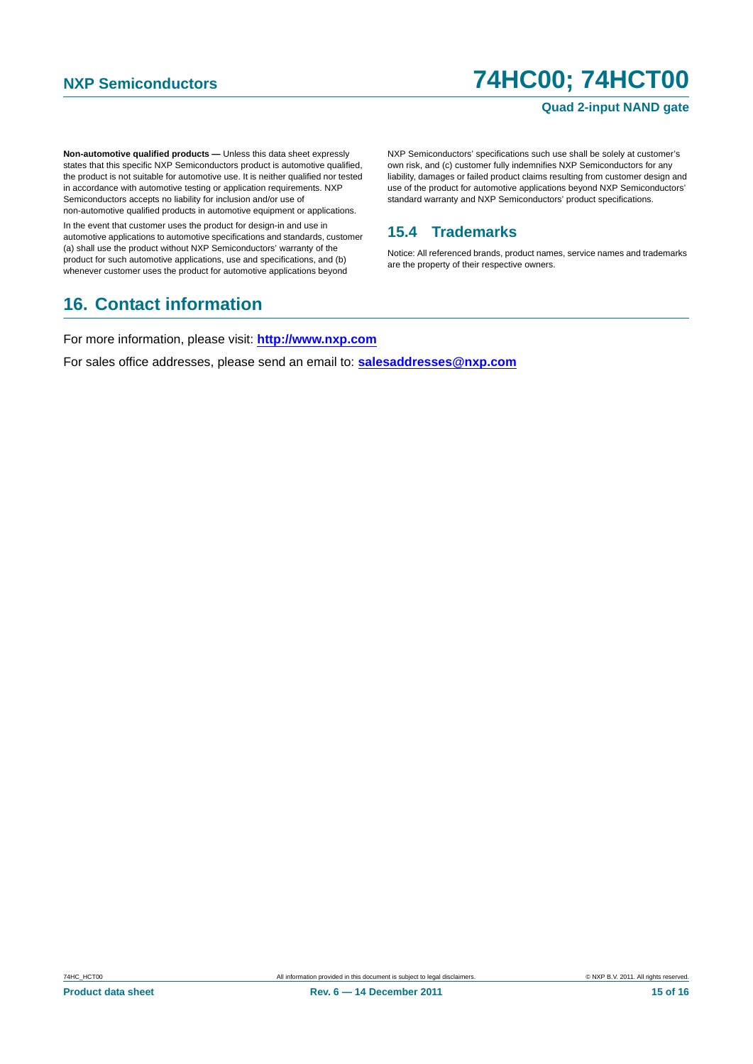**Non-automotive qualified products —** Unless this data sheet expressly states that this specific NXP Semiconductors product is automotive qualified, the product is not suitable for automotive use. It is neither qualified nor tested in accordance with automotive testing or application requirements. NXP Semiconductors accepts no liability for inclusion and/or use of non-automotive qualified products in automotive equipment or applications.

In the event that customer uses the product for design-in and use in automotive applications to automotive specifications and standards, customer (a) shall use the product without NXP Semiconductors' warranty of the product for such automotive applications, use and specifications, and (b) whenever customer uses the product for automotive applications beyond NXP Semiconductors' specifications such use shall be solely at customer's own risk, and (c) customer fully indemnifies NXP Semiconductors for any liability, damages or failed product claims resulting from customer design and use of the product for automotive applications beyond NXP Semiconductors' standard warranty and NXP Semiconductors' product specifications.

### 15.4 Trademarks

Notice: All referenced brands, product names, service names and trademarks are the property of their respective owners.

## 16. Contact information

For more information, please visit: **http://www.nxp.com**

For sales office addresses, please send an email to: **salesaddresses@nxp.com**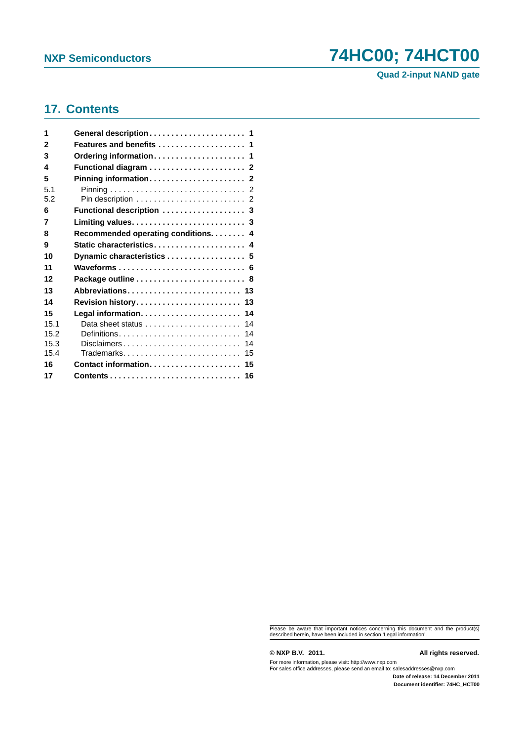## 17. Contents

| | | |
|---|---|---|
| **1** | **General description** | **1** |
| **2** | **Features and benefits** | **1** |
| **3** | **Ordering information** | **1** |
| **4** | **Functional diagram** | **2** |
| **5** | **Pinning information** | **2** |
| 5.1 | Pinning | 2 |
| 5.2 | Pin description | 2 |
| **6** | **Functional description** | **3** |
| **7** | **Limiting values** | **3** |
| **8** | **Recommended operating conditions** | **4** |
| **9** | **Static characteristics** | **4** |
| **10** | **Dynamic characteristics** | **5** |
| **11** | **Waveforms** | **6** |
| **12** | **Package outline** | **8** |
| **13** | **Abbreviations** | **13** |
| **14** | **Revision history** | **13** |
| **15** | **Legal information** | **14** |
| 15.1 | Data sheet status | 14 |
| 15.2 | Definitions | 14 |
| 15.3 | Disclaimers | 14 |
| 15.4 | Trademarks | 15 |
| **16** | **Contact information** | **15** |
| **17** | **Contents** | **16** |

Please be aware that important notices concerning this document and the product(s) described herein, have been included in section 'Legal information'.

**© NXP B.V. 2011.** **All rights reserved.**

For more information, please visit: http://www.nxp.com
For sales office addresses, please send an email to: salesaddresses@nxp.com

**Date of release: 14 December 2011**
**Document identifier: 74HC_HCT00**